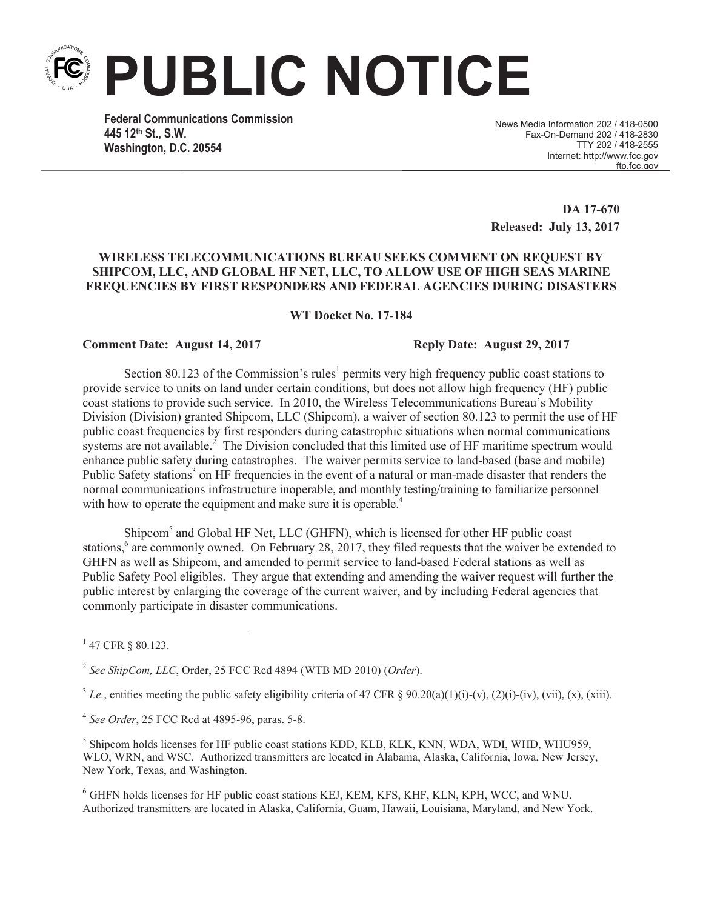# PUBLIC NOTICE

**Federal Communications Commission**
**445 12th St., S.W.**
**Washington, D.C. 20554**

News Media Information 202 / 418-0500
Fax-On-Demand 202 / 418-2830
TTY 202 / 418-2555
Internet: http://www.fcc.gov
ftp.fcc.gov

**DA 17-670**
**Released: July 13, 2017**

**WIRELESS TELECOMMUNICATIONS BUREAU SEEKS COMMENT ON REQUEST BY SHIPCOM, LLC, AND GLOBAL HF NET, LLC, TO ALLOW USE OF HIGH SEAS MARINE FREQUENCIES BY FIRST RESPONDERS AND FEDERAL AGENCIES DURING DISASTERS**

**WT Docket No. 17-184**

**Comment Date: August 14, 2017** **Reply Date: August 29, 2017**

Section 80.123 of the Commission's rules[1] permits very high frequency public coast stations to provide service to units on land under certain conditions, but does not allow high frequency (HF) public coast stations to provide such service. In 2010, the Wireless Telecommunications Bureau's Mobility Division (Division) granted Shipcom, LLC (Shipcom), a waiver of section 80.123 to permit the use of HF public coast frequencies by first responders during catastrophic situations when normal communications systems are not available.[2] The Division concluded that this limited use of HF maritime spectrum would enhance public safety during catastrophes. The waiver permits service to land-based (base and mobile) Public Safety stations[3] on HF frequencies in the event of a natural or man-made disaster that renders the normal communications infrastructure inoperable, and monthly testing/training to familiarize personnel with how to operate the equipment and make sure it is operable.[4]

Shipcom[5] and Global HF Net, LLC (GHFN), which is licensed for other HF public coast stations,[6] are commonly owned. On February 28, 2017, they filed requests that the waiver be extended to GHFN as well as Shipcom, and amended to permit service to land-based Federal stations as well as Public Safety Pool eligibles. They argue that extending and amending the waiver request will further the public interest by enlarging the coverage of the current waiver, and by including Federal agencies that commonly participate in disaster communications.

---

[1] 47 CFR § 80.123.

[2] *See ShipCom, LLC*, Order, 25 FCC Rcd 4894 (WTB MD 2010) (*Order*).

[3] *I.e.*, entities meeting the public safety eligibility criteria of 47 CFR § 90.20(a)(1)(i)-(v), (2)(i)-(iv), (vii), (x), (xiii).

[4] *See Order*, 25 FCC Rcd at 4895-96, paras. 5-8.

[5] Shipcom holds licenses for HF public coast stations KDD, KLB, KLK, KNN, WDA, WDI, WHD, WHU959, WLO, WRN, and WSC. Authorized transmitters are located in Alabama, Alaska, California, Iowa, New Jersey, New York, Texas, and Washington.

[6] GHFN holds licenses for HF public coast stations KEJ, KEM, KFS, KHF, KLN, KPH, WCC, and WNU. Authorized transmitters are located in Alaska, California, Guam, Hawaii, Louisiana, Maryland, and New York.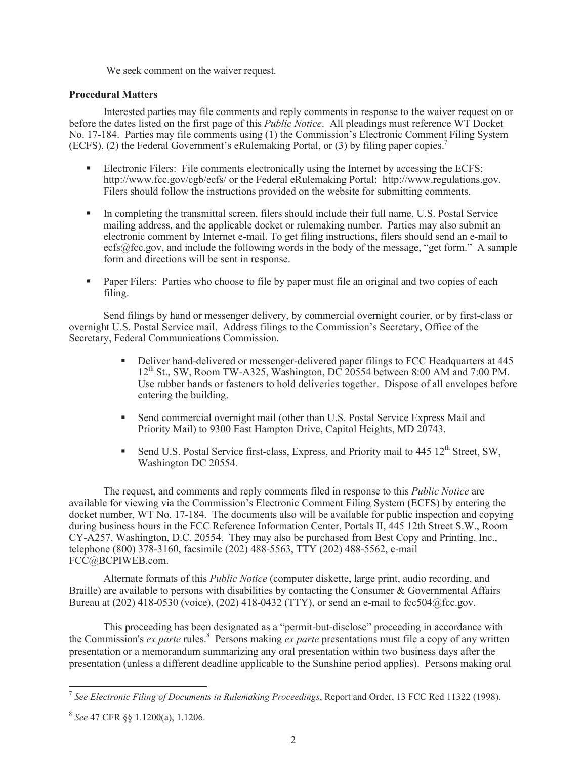We seek comment on the waiver request.

**Procedural Matters**

Interested parties may file comments and reply comments in response to the waiver request on or before the dates listed on the first page of this *Public Notice*. All pleadings must reference WT Docket No. 17-184. Parties may file comments using (1) the Commission's Electronic Comment Filing System (ECFS), (2) the Federal Government's eRulemaking Portal, or (3) by filing paper copies.[7]

- Electronic Filers: File comments electronically using the Internet by accessing the ECFS: http://www.fcc.gov/cgb/ecfs/ or the Federal eRulemaking Portal: http://www.regulations.gov. Filers should follow the instructions provided on the website for submitting comments.
- In completing the transmittal screen, filers should include their full name, U.S. Postal Service mailing address, and the applicable docket or rulemaking number. Parties may also submit an electronic comment by Internet e-mail. To get filing instructions, filers should send an e-mail to ecfs@fcc.gov, and include the following words in the body of the message, "get form." A sample form and directions will be sent in response.
- Paper Filers: Parties who choose to file by paper must file an original and two copies of each filing.

Send filings by hand or messenger delivery, by commercial overnight courier, or by first-class or overnight U.S. Postal Service mail. Address filings to the Commission's Secretary, Office of the Secretary, Federal Communications Commission.

- Deliver hand-delivered or messenger-delivered paper filings to FCC Headquarters at 445 12th St., SW, Room TW-A325, Washington, DC 20554 between 8:00 AM and 7:00 PM. Use rubber bands or fasteners to hold deliveries together. Dispose of all envelopes before entering the building.
- Send commercial overnight mail (other than U.S. Postal Service Express Mail and Priority Mail) to 9300 East Hampton Drive, Capitol Heights, MD 20743.
- Send U.S. Postal Service first-class, Express, and Priority mail to 445 12th Street, SW, Washington DC 20554.

The request, and comments and reply comments filed in response to this *Public Notice* are available for viewing via the Commission's Electronic Comment Filing System (ECFS) by entering the docket number, WT No. 17-184. The documents also will be available for public inspection and copying during business hours in the FCC Reference Information Center, Portals II, 445 12th Street S.W., Room CY-A257, Washington, D.C. 20554. They may also be purchased from Best Copy and Printing, Inc., telephone (800) 378-3160, facsimile (202) 488-5563, TTY (202) 488-5562, e-mail FCC@BCPIWEB.com.

Alternate formats of this *Public Notice* (computer diskette, large print, audio recording, and Braille) are available to persons with disabilities by contacting the Consumer & Governmental Affairs Bureau at (202) 418-0530 (voice), (202) 418-0432 (TTY), or send an e-mail to fcc504@fcc.gov.

This proceeding has been designated as a "permit-but-disclose" proceeding in accordance with the Commission's *ex parte* rules.[8] Persons making *ex parte* presentations must file a copy of any written presentation or a memorandum summarizing any oral presentation within two business days after the presentation (unless a different deadline applicable to the Sunshine period applies). Persons making oral

---

[7] *See Electronic Filing of Documents in Rulemaking Proceedings*, Report and Order, 13 FCC Rcd 11322 (1998).

[8] *See* 47 CFR §§ 1.1200(a), 1.1206.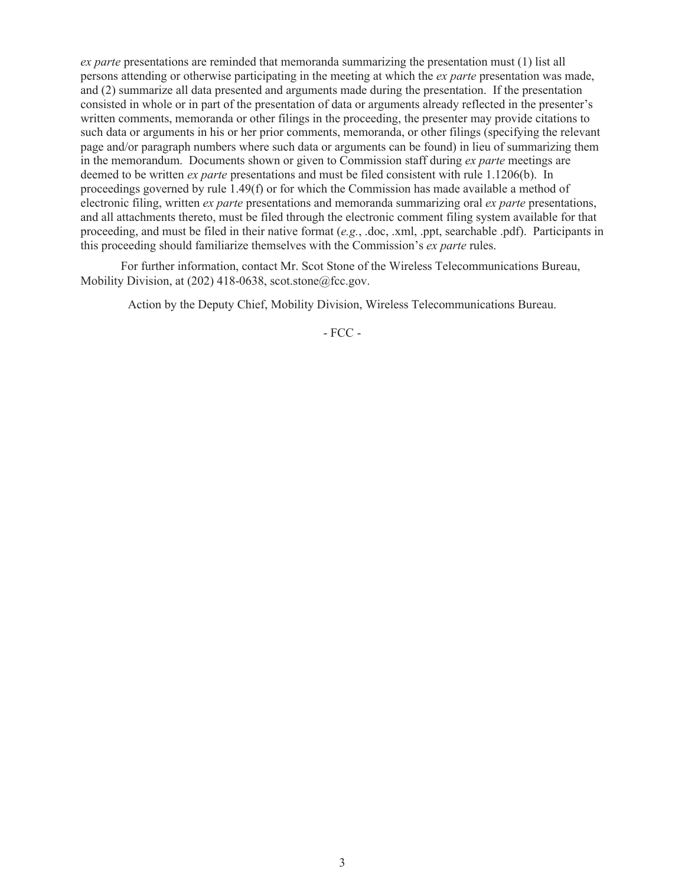*ex parte* presentations are reminded that memoranda summarizing the presentation must (1) list all persons attending or otherwise participating in the meeting at which the *ex parte* presentation was made, and (2) summarize all data presented and arguments made during the presentation. If the presentation consisted in whole or in part of the presentation of data or arguments already reflected in the presenter's written comments, memoranda or other filings in the proceeding, the presenter may provide citations to such data or arguments in his or her prior comments, memoranda, or other filings (specifying the relevant page and/or paragraph numbers where such data or arguments can be found) in lieu of summarizing them in the memorandum. Documents shown or given to Commission staff during *ex parte* meetings are deemed to be written *ex parte* presentations and must be filed consistent with rule 1.1206(b). In proceedings governed by rule 1.49(f) or for which the Commission has made available a method of electronic filing, written *ex parte* presentations and memoranda summarizing oral *ex parte* presentations, and all attachments thereto, must be filed through the electronic comment filing system available for that proceeding, and must be filed in their native format (*e.g.*, .doc, .xml, .ppt, searchable .pdf). Participants in this proceeding should familiarize themselves with the Commission's *ex parte* rules.

For further information, contact Mr. Scot Stone of the Wireless Telecommunications Bureau, Mobility Division, at (202) 418-0638, scot.stone@fcc.gov.

Action by the Deputy Chief, Mobility Division, Wireless Telecommunications Bureau.

- FCC -